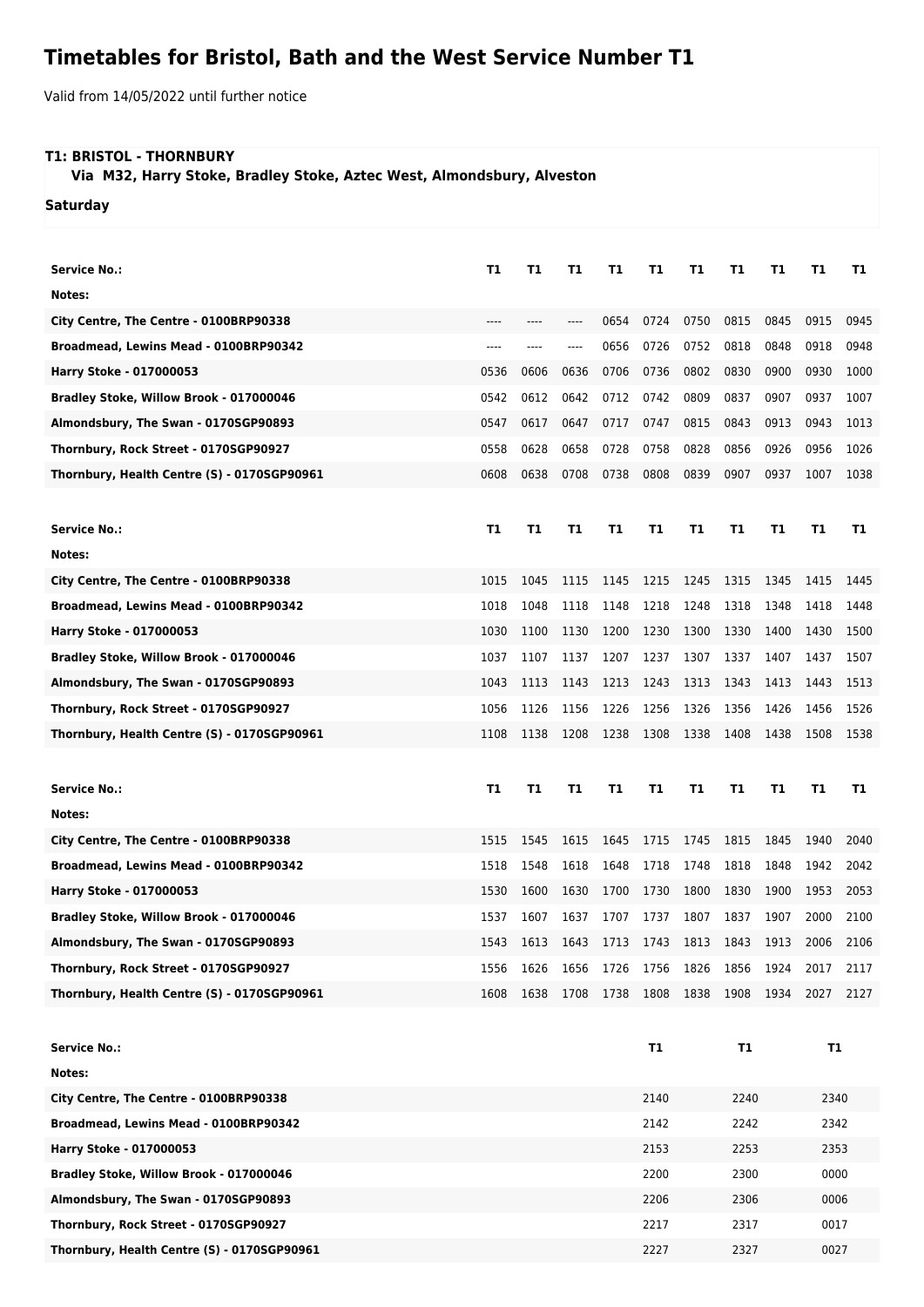# Timetables for Bristol, Bath and the West Service Number T1

Valid from 14/05/2022 until further notice

**T1: BRISTOL - THORNBURY**
**Via M32, Harry Stoke, Bradley Stoke, Aztec West, Almondsbury, Alveston**

**Saturday**

| Service No.: | T1 | T1 | T1 | T1 | T1 | T1 | T1 | T1 | T1 | T1 |
|---|---|---|---|---|---|---|---|---|---|---|
| Notes: | | | | | | | | | | |
| City Centre, The Centre - 0100BRP90338 | ---- | ---- | ---- | 0654 | 0724 | 0750 | 0815 | 0845 | 0915 | 0945 |
| Broadmead, Lewins Mead - 0100BRP90342 | ---- | ---- | ---- | 0656 | 0726 | 0752 | 0818 | 0848 | 0918 | 0948 |
| Harry Stoke - 017000053 | 0536 | 0606 | 0636 | 0706 | 0736 | 0802 | 0830 | 0900 | 0930 | 1000 |
| Bradley Stoke, Willow Brook - 017000046 | 0542 | 0612 | 0642 | 0712 | 0742 | 0809 | 0837 | 0907 | 0937 | 1007 |
| Almondsbury, The Swan - 0170SGP90893 | 0547 | 0617 | 0647 | 0717 | 0747 | 0815 | 0843 | 0913 | 0943 | 1013 |
| Thornbury, Rock Street - 0170SGP90927 | 0558 | 0628 | 0658 | 0728 | 0758 | 0828 | 0856 | 0926 | 0956 | 1026 |
| Thornbury, Health Centre (S) - 0170SGP90961 | 0608 | 0638 | 0708 | 0738 | 0808 | 0839 | 0907 | 0937 | 1007 | 1038 |

| Service No.: | T1 | T1 | T1 | T1 | T1 | T1 | T1 | T1 | T1 | T1 |
|---|---|---|---|---|---|---|---|---|---|---|
| Notes: | | | | | | | | | | |
| City Centre, The Centre - 0100BRP90338 | 1015 | 1045 | 1115 | 1145 | 1215 | 1245 | 1315 | 1345 | 1415 | 1445 |
| Broadmead, Lewins Mead - 0100BRP90342 | 1018 | 1048 | 1118 | 1148 | 1218 | 1248 | 1318 | 1348 | 1418 | 1448 |
| Harry Stoke - 017000053 | 1030 | 1100 | 1130 | 1200 | 1230 | 1300 | 1330 | 1400 | 1430 | 1500 |
| Bradley Stoke, Willow Brook - 017000046 | 1037 | 1107 | 1137 | 1207 | 1237 | 1307 | 1337 | 1407 | 1437 | 1507 |
| Almondsbury, The Swan - 0170SGP90893 | 1043 | 1113 | 1143 | 1213 | 1243 | 1313 | 1343 | 1413 | 1443 | 1513 |
| Thornbury, Rock Street - 0170SGP90927 | 1056 | 1126 | 1156 | 1226 | 1256 | 1326 | 1356 | 1426 | 1456 | 1526 |
| Thornbury, Health Centre (S) - 0170SGP90961 | 1108 | 1138 | 1208 | 1238 | 1308 | 1338 | 1408 | 1438 | 1508 | 1538 |

| Service No.: | T1 | T1 | T1 | T1 | T1 | T1 | T1 | T1 | T1 | T1 |
|---|---|---|---|---|---|---|---|---|---|---|
| Notes: | | | | | | | | | | |
| City Centre, The Centre - 0100BRP90338 | 1515 | 1545 | 1615 | 1645 | 1715 | 1745 | 1815 | 1845 | 1940 | 2040 |
| Broadmead, Lewins Mead - 0100BRP90342 | 1518 | 1548 | 1618 | 1648 | 1718 | 1748 | 1818 | 1848 | 1942 | 2042 |
| Harry Stoke - 017000053 | 1530 | 1600 | 1630 | 1700 | 1730 | 1800 | 1830 | 1900 | 1953 | 2053 |
| Bradley Stoke, Willow Brook - 017000046 | 1537 | 1607 | 1637 | 1707 | 1737 | 1807 | 1837 | 1907 | 2000 | 2100 |
| Almondsbury, The Swan - 0170SGP90893 | 1543 | 1613 | 1643 | 1713 | 1743 | 1813 | 1843 | 1913 | 2006 | 2106 |
| Thornbury, Rock Street - 0170SGP90927 | 1556 | 1626 | 1656 | 1726 | 1756 | 1826 | 1856 | 1924 | 2017 | 2117 |
| Thornbury, Health Centre (S) - 0170SGP90961 | 1608 | 1638 | 1708 | 1738 | 1808 | 1838 | 1908 | 1934 | 2027 | 2127 |

| Service No.: | T1 | T1 | T1 |
|---|---|---|---|
| Notes: | | | |
| City Centre, The Centre - 0100BRP90338 | 2140 | 2240 | 2340 |
| Broadmead, Lewins Mead - 0100BRP90342 | 2142 | 2242 | 2342 |
| Harry Stoke - 017000053 | 2153 | 2253 | 2353 |
| Bradley Stoke, Willow Brook - 017000046 | 2200 | 2300 | 0000 |
| Almondsbury, The Swan - 0170SGP90893 | 2206 | 2306 | 0006 |
| Thornbury, Rock Street - 0170SGP90927 | 2217 | 2317 | 0017 |
| Thornbury, Health Centre (S) - 0170SGP90961 | 2227 | 2327 | 0027 |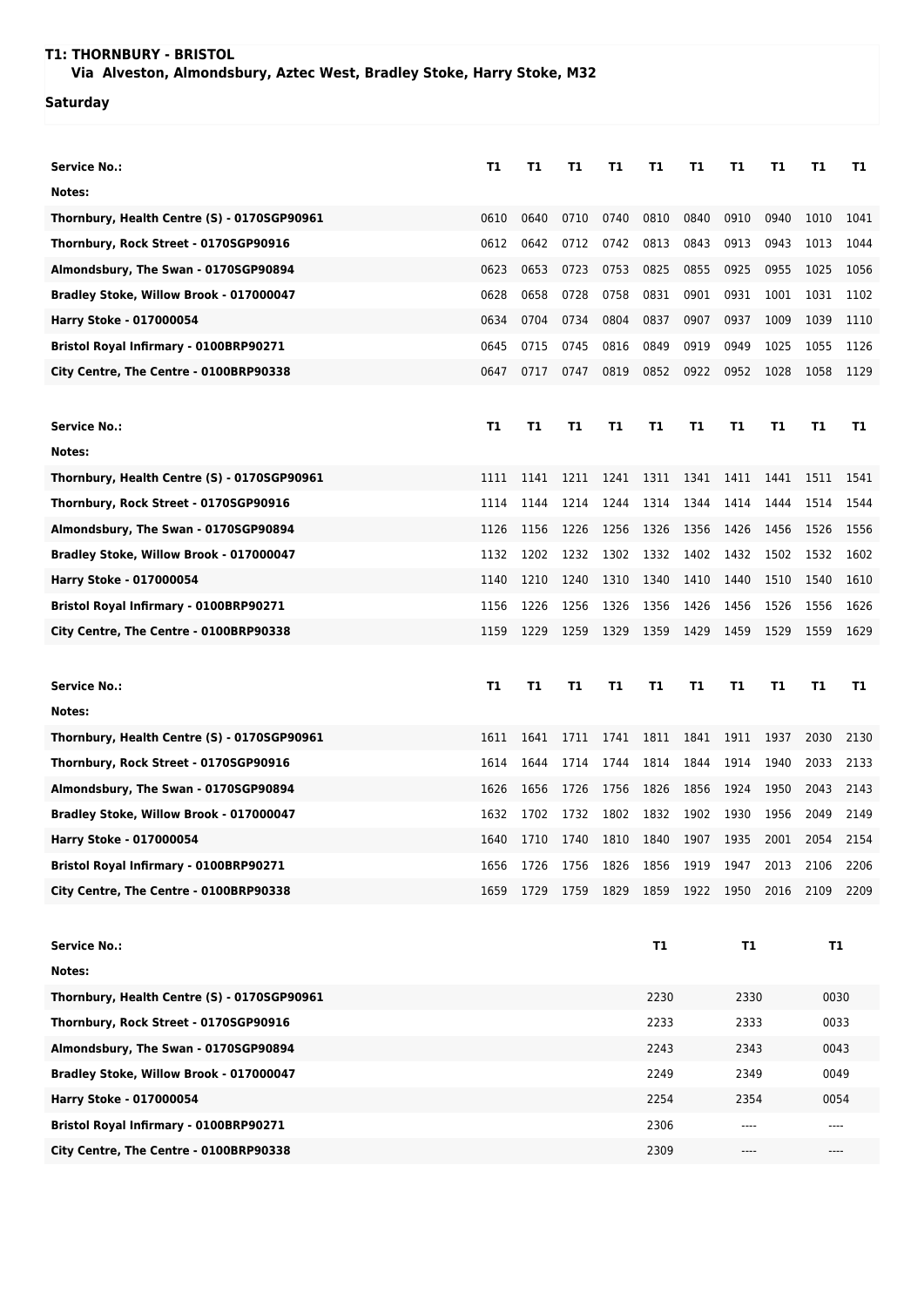## T1: THORNBURY - BRISTOL

### Via Alveston, Almondsbury, Aztec West, Bradley Stoke, Harry Stoke, M32

**Saturday**

| Service No.: | T1 | T1 | T1 | T1 | T1 | T1 | T1 | T1 | T1 | T1 |
|---|---|---|---|---|---|---|---|---|---|---|
| Notes: | | | | | | | | | | |
| Thornbury, Health Centre (S) - 0170SGP90961 | 0610 | 0640 | 0710 | 0740 | 0810 | 0840 | 0910 | 0940 | 1010 | 1041 |
| Thornbury, Rock Street - 0170SGP90916 | 0612 | 0642 | 0712 | 0742 | 0813 | 0843 | 0913 | 0943 | 1013 | 1044 |
| Almondsbury, The Swan - 0170SGP90894 | 0623 | 0653 | 0723 | 0753 | 0825 | 0855 | 0925 | 0955 | 1025 | 1056 |
| Bradley Stoke, Willow Brook - 017000047 | 0628 | 0658 | 0728 | 0758 | 0831 | 0901 | 0931 | 1001 | 1031 | 1102 |
| Harry Stoke - 017000054 | 0634 | 0704 | 0734 | 0804 | 0837 | 0907 | 0937 | 1009 | 1039 | 1110 |
| Bristol Royal Infirmary - 0100BRP90271 | 0645 | 0715 | 0745 | 0816 | 0849 | 0919 | 0949 | 1025 | 1055 | 1126 |
| City Centre, The Centre - 0100BRP90338 | 0647 | 0717 | 0747 | 0819 | 0852 | 0922 | 0952 | 1028 | 1058 | 1129 |

| Service No.: | T1 | T1 | T1 | T1 | T1 | T1 | T1 | T1 | T1 | T1 |
|---|---|---|---|---|---|---|---|---|---|---|
| Notes: | | | | | | | | | | |
| Thornbury, Health Centre (S) - 0170SGP90961 | 1111 | 1141 | 1211 | 1241 | 1311 | 1341 | 1411 | 1441 | 1511 | 1541 |
| Thornbury, Rock Street - 0170SGP90916 | 1114 | 1144 | 1214 | 1244 | 1314 | 1344 | 1414 | 1444 | 1514 | 1544 |
| Almondsbury, The Swan - 0170SGP90894 | 1126 | 1156 | 1226 | 1256 | 1326 | 1356 | 1426 | 1456 | 1526 | 1556 |
| Bradley Stoke, Willow Brook - 017000047 | 1132 | 1202 | 1232 | 1302 | 1332 | 1402 | 1432 | 1502 | 1532 | 1602 |
| Harry Stoke - 017000054 | 1140 | 1210 | 1240 | 1310 | 1340 | 1410 | 1440 | 1510 | 1540 | 1610 |
| Bristol Royal Infirmary - 0100BRP90271 | 1156 | 1226 | 1256 | 1326 | 1356 | 1426 | 1456 | 1526 | 1556 | 1626 |
| City Centre, The Centre - 0100BRP90338 | 1159 | 1229 | 1259 | 1329 | 1359 | 1429 | 1459 | 1529 | 1559 | 1629 |

| Service No.: | T1 | T1 | T1 | T1 | T1 | T1 | T1 | T1 | T1 | T1 |
|---|---|---|---|---|---|---|---|---|---|---|
| Notes: | | | | | | | | | | |
| Thornbury, Health Centre (S) - 0170SGP90961 | 1611 | 1641 | 1711 | 1741 | 1811 | 1841 | 1911 | 1937 | 2030 | 2130 |
| Thornbury, Rock Street - 0170SGP90916 | 1614 | 1644 | 1714 | 1744 | 1814 | 1844 | 1914 | 1940 | 2033 | 2133 |
| Almondsbury, The Swan - 0170SGP90894 | 1626 | 1656 | 1726 | 1756 | 1826 | 1856 | 1924 | 1950 | 2043 | 2143 |
| Bradley Stoke, Willow Brook - 017000047 | 1632 | 1702 | 1732 | 1802 | 1832 | 1902 | 1930 | 1956 | 2049 | 2149 |
| Harry Stoke - 017000054 | 1640 | 1710 | 1740 | 1810 | 1840 | 1907 | 1935 | 2001 | 2054 | 2154 |
| Bristol Royal Infirmary - 0100BRP90271 | 1656 | 1726 | 1756 | 1826 | 1856 | 1919 | 1947 | 2013 | 2106 | 2206 |
| City Centre, The Centre - 0100BRP90338 | 1659 | 1729 | 1759 | 1829 | 1859 | 1922 | 1950 | 2016 | 2109 | 2209 |

| Service No.: | T1 | T1 | T1 |
|---|---|---|---|
| Notes: | | | |
| Thornbury, Health Centre (S) - 0170SGP90961 | 2230 | 2330 | 0030 |
| Thornbury, Rock Street - 0170SGP90916 | 2233 | 2333 | 0033 |
| Almondsbury, The Swan - 0170SGP90894 | 2243 | 2343 | 0043 |
| Bradley Stoke, Willow Brook - 017000047 | 2249 | 2349 | 0049 |
| Harry Stoke - 017000054 | 2254 | 2354 | 0054 |
| Bristol Royal Infirmary - 0100BRP90271 | 2306 | ---- | ---- |
| City Centre, The Centre - 0100BRP90338 | 2309 | ---- | ---- |